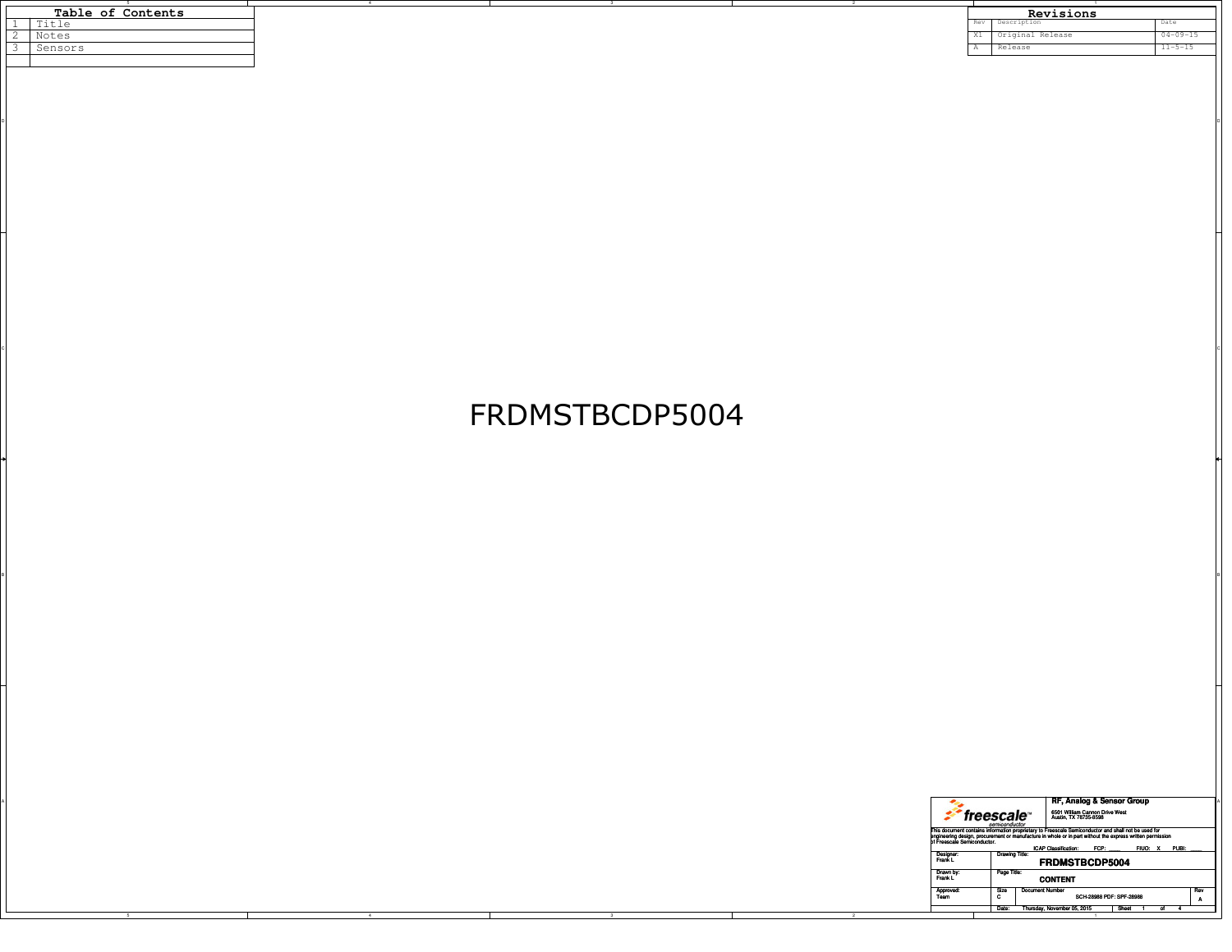| Table of Contents | |
|---|---|
| 1 | Title |
| 2 | Notes |
| 3 | Sensors |

| Revisions | | |
|---|---|---|
| Rev | Description | Date |
| X1 | Original Release | 04-09-15 |
| A | Release | 11-5-15 |

# FRDMSTBCDP5004

**RF, Analog & Sensor Group**
6501 William Cannon Drive West
Austin, TX 78735-8598

This document contains information proprietary to Freescale Semiconductor and shall not be used for engineering design, procurement or manufacture in whole or in part without the express written permission of Freescale Semiconductor.

ICAP Classification: FCP: ___ FIUO: X PUBI: ___

| | | | |
|---|---|---|---|
| Designer: Frank L | Drawing Title: FRDMSTBCDP5004 | | |
| Drawn by: Frank L | Page Title: CONTENT | | |
| Approved: Team | Size: C | Document Number: SCH-28988 PDF: SPF-28988 | Rev: A |
| | Date: Thursday, November 05, 2015 | Sheet 1 of 4 | |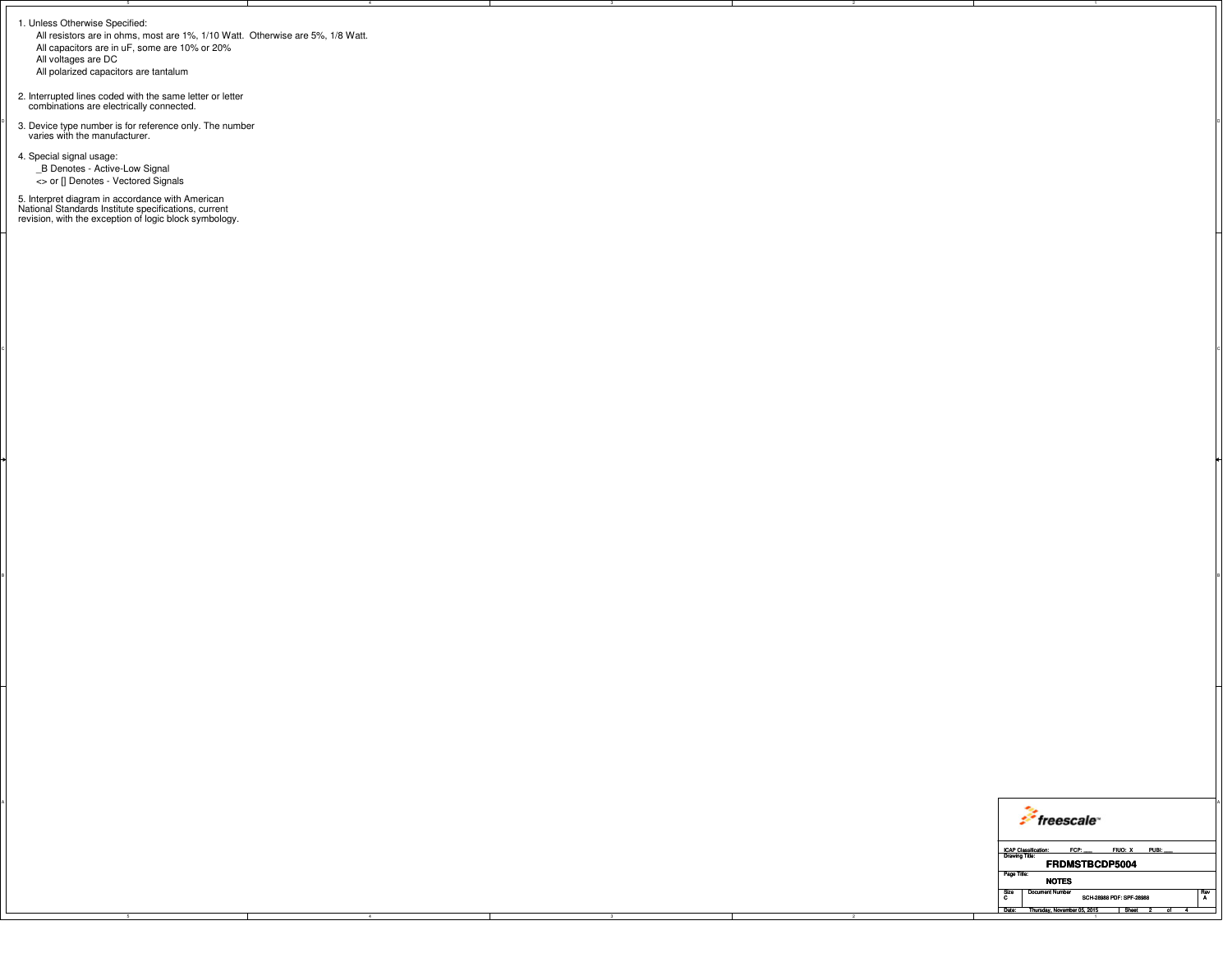1. Unless Otherwise Specified:
   - All resistors are in ohms, most are 1%, 1/10 Watt.  Otherwise are 5%, 1/8 Watt.
   - All capacitors are in uF, some are 10% or 20%
   - All voltages are DC
   - All polarized capacitors are tantalum

2. Interrupted lines coded with the same letter or letter combinations are electrically connected.

3. Device type number is for reference only. The number varies with the manufacturer.

4. Special signal usage:
   - _B Denotes - Active-Low Signal
   - <> or [] Denotes - Vectored Signals

5. Interpret diagram in accordance with American National Standards Institute specifications, current revision, with the exception of logic block symbology.

| | |
|---|---|
| ICAP Classification: | FCP: ___ FIUO: X PUBI: ___ |
| Drawing Title: | **FRDMSTBCDP5004** |
| Page Title: | **NOTES** |
| Size: C | Document Number: SCH-28988 PDF: SPF-28988 |
| Rev | A |
| Date: | Thursday, November 05, 2015 |
| Sheet | 2 of 4 |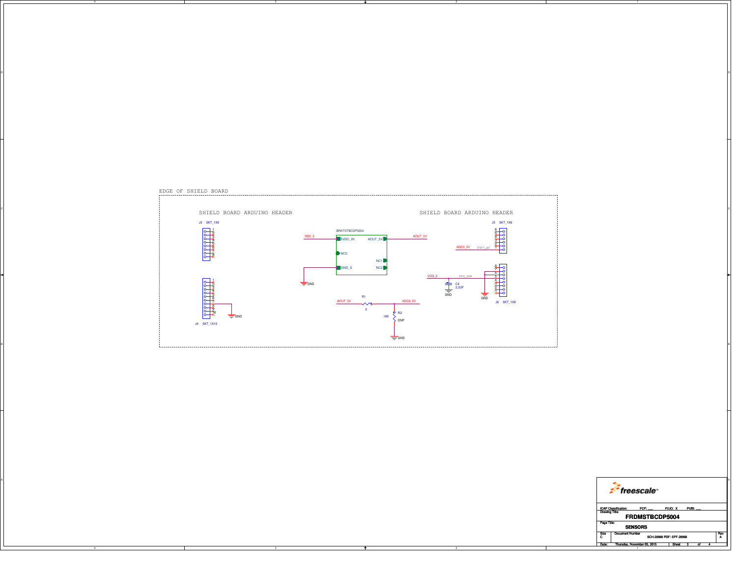EDGE OF SHIELD BOARD

SHIELD BOARD ARDUINO HEADER

J3 SKT_1X8

J4 SKT_1X10

GND

BRKTSTBCDP5004

VDD_5 — 5VDC_IN

AOUT_5V — AOUT_5V

NC0

NC1

NC2

GND_S — GND

AOUT_5V — R1 0 — ADC0_5V

R2 10K DNP — GND

SHIELD BOARD ARDUINO HEADER

J5 SKT_1X6

ADC0_5V — PIN7_A0

VDD_5 — P5V_USB

C4 2.2UF — GND

GND

J6 SKT_1X8

| | |
|---|---|
| ICAP Classification: | FCP: ___ FIUO: X PUBI: ___ |
| Drawing Title: | FRDMSTBCDP5004 |
| Page Title: | SENSORS |
| Size C | Document Number: SCH-28968 PDF: SPF-28968 — Rev A |
| Date: Thursday, November 05, 2015 | Sheet 3 of 4 |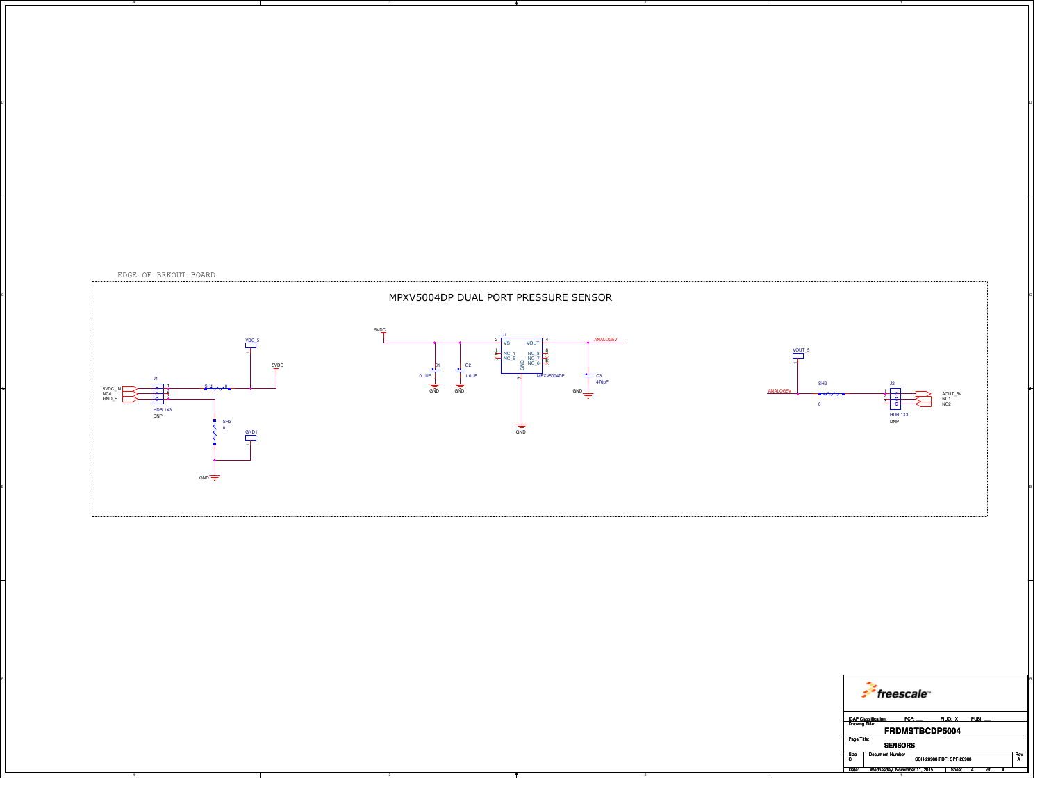EDGE OF BRKOUT BOARD

## MPXV5004DP DUAL PORT PRESSURE SENSOR

5VDC_IN
NC0
GND_S

J1
1
2
3
HDR 1X3
DNP

SH1
0

VDC_5
1

5VDC

SH3
0

GND1
1

GND

5VDC

C1
0.1UF
GND

C2
1.0UF
GND

U1
2 VS
VOUT 4
1 NC_1
5 NC_5
NC_8 8
NC_7 7
NC_6 6
GND
3
MPXV5004DP

GND

ANALOG5V

C3
470pF
GND

VOUT_5
1

ANALOG5V

SH2
0

J2
1
2
3
HDR 1X3
DNP

AOUT_5V
NC1
NC2

freescale

ICAP Classification: FCP: ___ FIUO: X PUBI: ___

Drawing Title: **FRDMSTBCDP5004**

Page Title: **SENSORS**

Size: C | Document Number: SCH-28988 PDF: SPF-28988 | Rev: A

Date: Wednesday, November 11, 2015 | Sheet 4 of 4